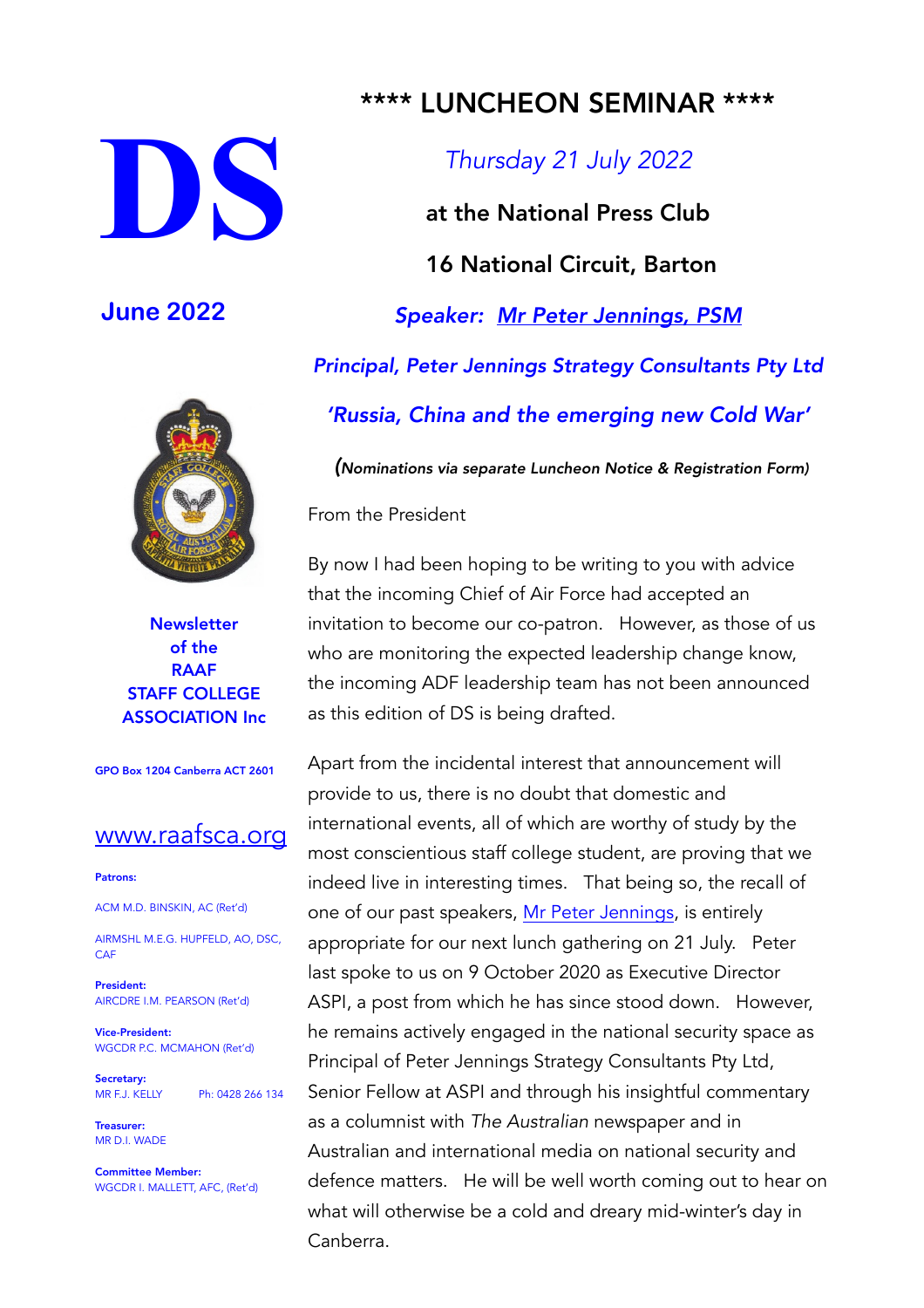# DS

**June 2022**

**Newsletter of the RAAF STAFF COLLEGE ASSOCIATION Inc**

GPO Box 1204 Canberra ACT 2601

www.raafsca.org

**Patrons:**

ACM M.D. BINSKIN, AC (Ret'd)

AIRMSHL M.E.G. HUPFELD, AO, DSC, CAF

**President:**
AIRCDRE I.M. PEARSON (Ret'd)

**Vice-President:**
WGCDR P.C. MCMAHON (Ret'd)

**Secretary:**
MR F.J. KELLY Ph: 0428 266 134

**Treasurer:**
MR D.I. WADE

**Committee Member:**
WGCDR I. MALLETT, AFC, (Ret'd)

## **** LUNCHEON SEMINAR ****

*Thursday 21 July 2022*

**at the National Press Club**

**16 National Circuit, Barton**

***Speaker: Mr Peter Jennings, PSM***

***Principal, Peter Jennings Strategy Consultants Pty Ltd***

***'Russia, China and the emerging new Cold War'***

***(Nominations via separate Luncheon Notice & Registration Form)***

From the President

By now I had been hoping to be writing to you with advice that the incoming Chief of Air Force had accepted an invitation to become our co-patron. However, as those of us who are monitoring the expected leadership change know, the incoming ADF leadership team has not been announced as this edition of DS is being drafted.

Apart from the incidental interest that announcement will provide to us, there is no doubt that domestic and international events, all of which are worthy of study by the most conscientious staff college student, are proving that we indeed live in interesting times. That being so, the recall of one of our past speakers, Mr Peter Jennings, is entirely appropriate for our next lunch gathering on 21 July. Peter last spoke to us on 9 October 2020 as Executive Director ASPI, a post from which he has since stood down. However, he remains actively engaged in the national security space as Principal of Peter Jennings Strategy Consultants Pty Ltd, Senior Fellow at ASPI and through his insightful commentary as a columnist with *The Australian* newspaper and in Australian and international media on national security and defence matters. He will be well worth coming out to hear on what will otherwise be a cold and dreary mid-winter's day in Canberra.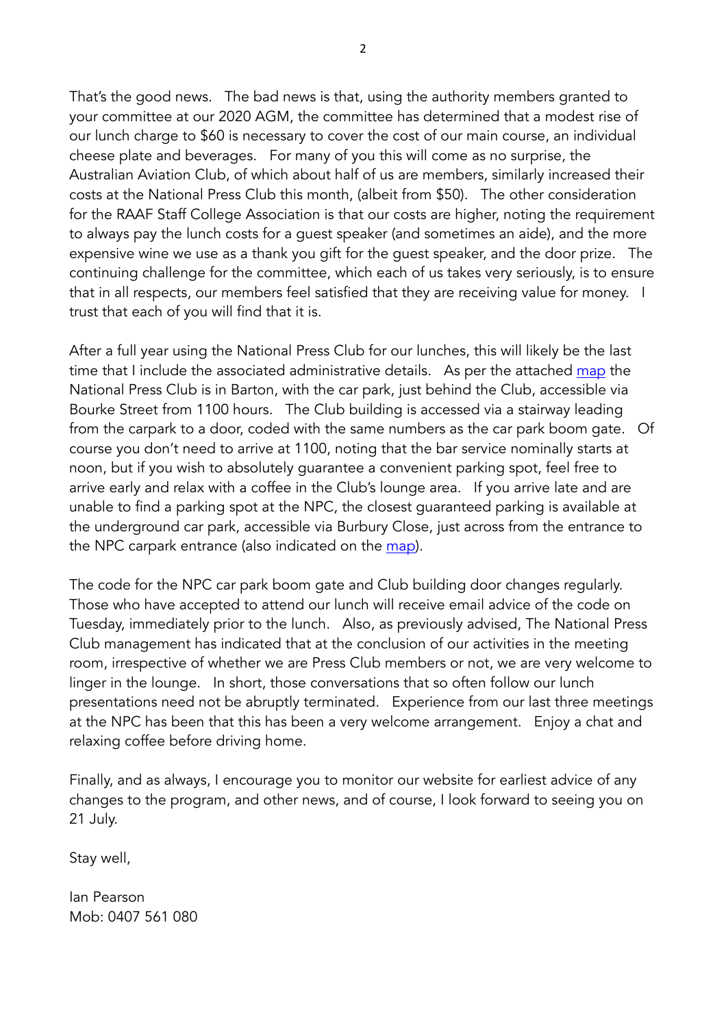That's the good news. The bad news is that, using the authority members granted to your committee at our 2020 AGM, the committee has determined that a modest rise of our lunch charge to $60 is necessary to cover the cost of our main course, an individual cheese plate and beverages. For many of you this will come as no surprise, the Australian Aviation Club, of which about half of us are members, similarly increased their costs at the National Press Club this month, (albeit from $50). The other consideration for the RAAF Staff College Association is that our costs are higher, noting the requirement to always pay the lunch costs for a guest speaker (and sometimes an aide), and the more expensive wine we use as a thank you gift for the guest speaker, and the door prize. The continuing challenge for the committee, which each of us takes very seriously, is to ensure that in all respects, our members feel satisfied that they are receiving value for money. I trust that each of you will find that it is.

After a full year using the National Press Club for our lunches, this will likely be the last time that I include the associated administrative details. As per the attached map the National Press Club is in Barton, with the car park, just behind the Club, accessible via Bourke Street from 1100 hours. The Club building is accessed via a stairway leading from the carpark to a door, coded with the same numbers as the car park boom gate. Of course you don't need to arrive at 1100, noting that the bar service nominally starts at noon, but if you wish to absolutely guarantee a convenient parking spot, feel free to arrive early and relax with a coffee in the Club's lounge area. If you arrive late and are unable to find a parking spot at the NPC, the closest guaranteed parking is available at the underground car park, accessible via Burbury Close, just across from the entrance to the NPC carpark entrance (also indicated on the map).

The code for the NPC car park boom gate and Club building door changes regularly. Those who have accepted to attend our lunch will receive email advice of the code on Tuesday, immediately prior to the lunch. Also, as previously advised, The National Press Club management has indicated that at the conclusion of our activities in the meeting room, irrespective of whether we are Press Club members or not, we are very welcome to linger in the lounge. In short, those conversations that so often follow our lunch presentations need not be abruptly terminated. Experience from our last three meetings at the NPC has been that this has been a very welcome arrangement. Enjoy a chat and relaxing coffee before driving home.

Finally, and as always, I encourage you to monitor our website for earliest advice of any changes to the program, and other news, and of course, I look forward to seeing you on 21 July.

Stay well,

Ian Pearson
Mob: 0407 561 080